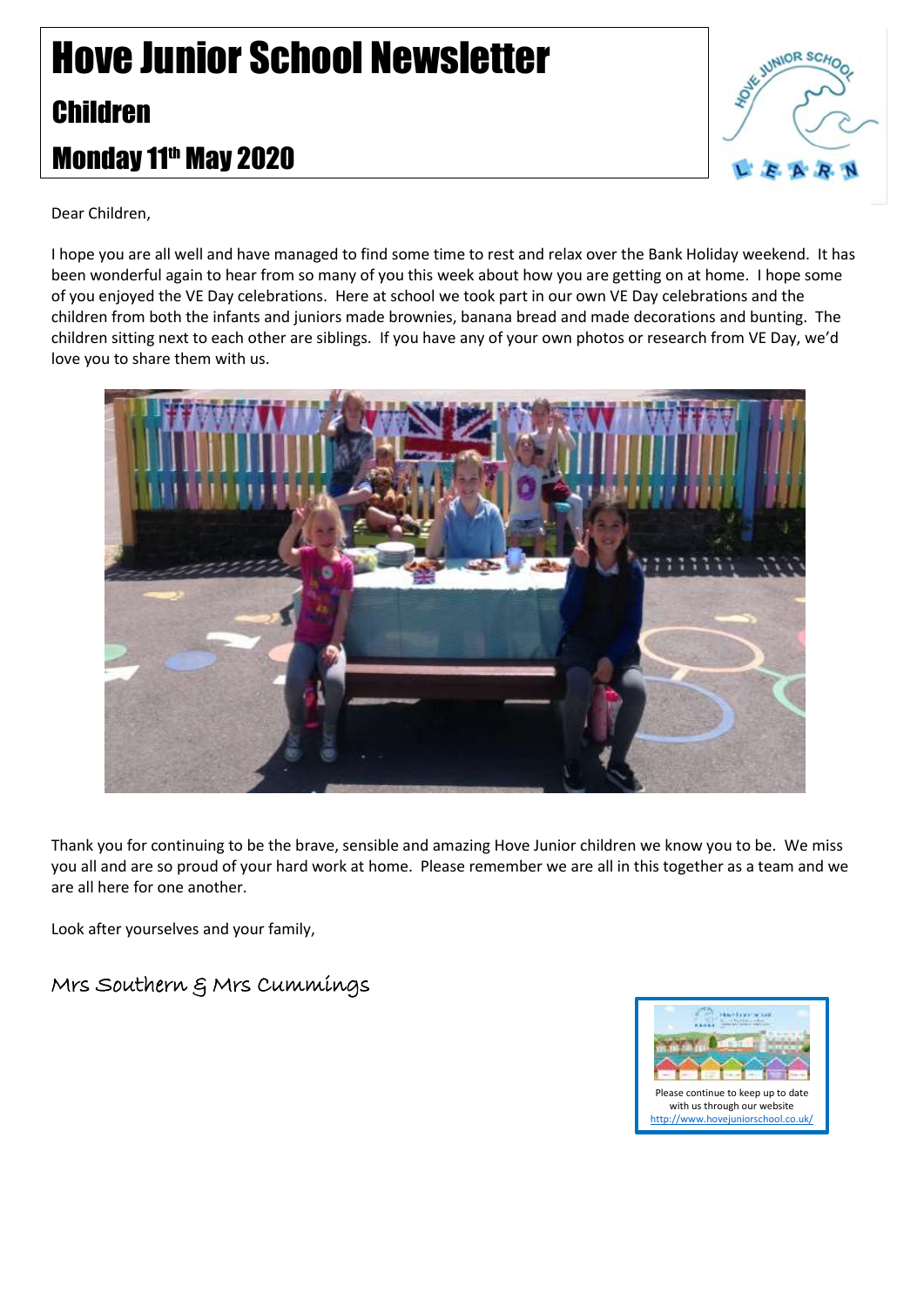# Hove Junior School Newsletter

## Children

## Monday 11th May 2020

Dear Children,

I hope you are all well and have managed to find some time to rest and relax over the Bank Holiday weekend. It has been wonderful again to hear from so many of you this week about how you are getting on at home. I hope some of you enjoyed the VE Day celebrations. Here at school we took part in our own VE Day celebrations and the children from both the infants and juniors made brownies, banana bread and made decorations and bunting. The children sitting next to each other are siblings. If you have any of your own photos or research from VE Day, we'd love you to share them with us.

Thank you for continuing to be the brave, sensible and amazing Hove Junior children we know you to be. We miss you all and are so proud of your hard work at home. Please remember we are all in this together as a team and we are all here for one another.

Look after yourselves and your family,

Mrs Southern & Mrs Cummings

Please continue to keep up to date with us through our website http://www.hovejuniorschool.co.uk/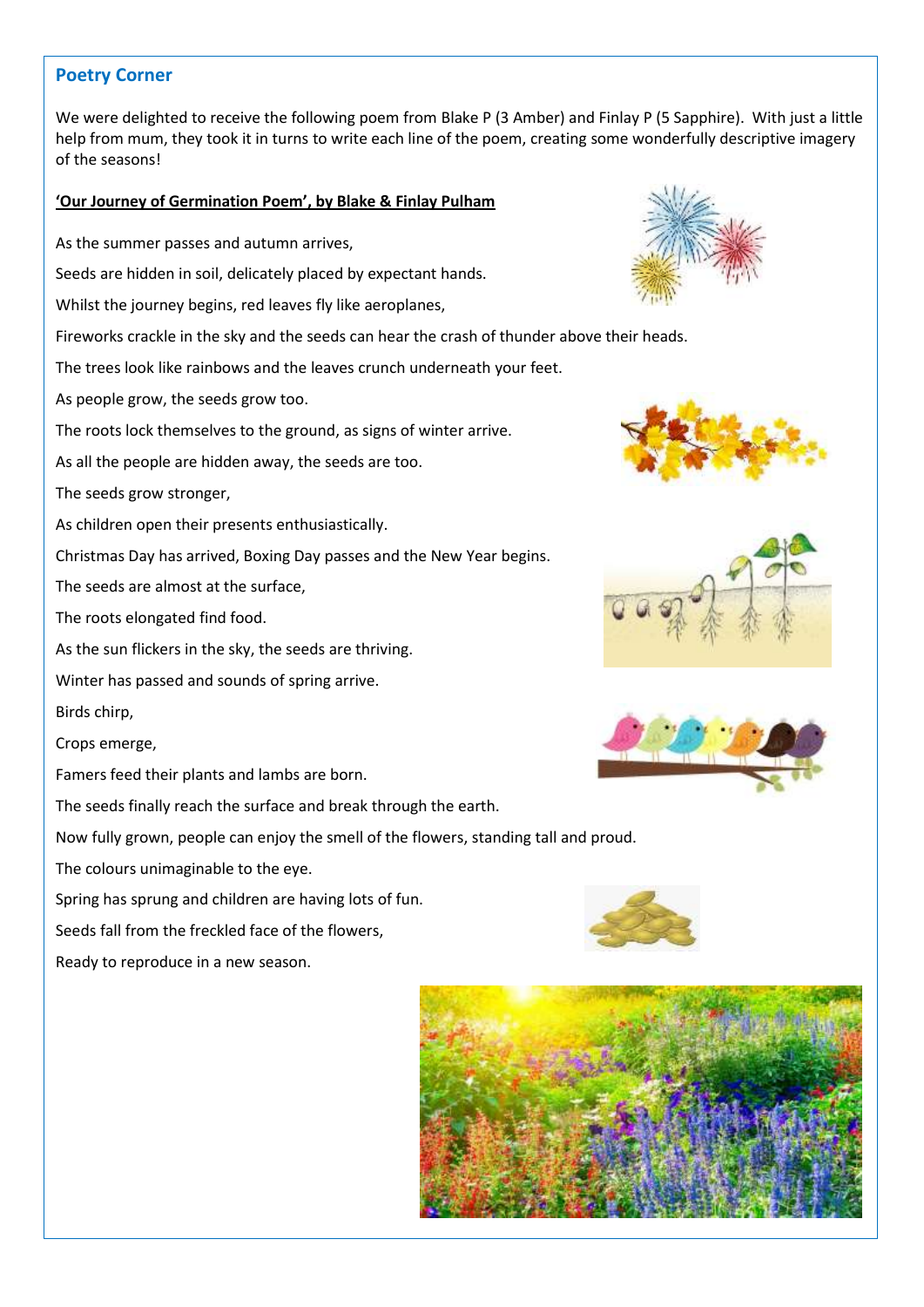## Poetry Corner

We were delighted to receive the following poem from Blake P (3 Amber) and Finlay P (5 Sapphire). With just a little help from mum, they took it in turns to write each line of the poem, creating some wonderfully descriptive imagery of the seasons!

**'Our Journey of Germination Poem', by Blake & Finlay Pulham**

As the summer passes and autumn arrives,

Seeds are hidden in soil, delicately placed by expectant hands.

Whilst the journey begins, red leaves fly like aeroplanes,

Fireworks crackle in the sky and the seeds can hear the crash of thunder above their heads.

The trees look like rainbows and the leaves crunch underneath your feet.

As people grow, the seeds grow too.

The roots lock themselves to the ground, as signs of winter arrive.

As all the people are hidden away, the seeds are too.

The seeds grow stronger,

As children open their presents enthusiastically.

Christmas Day has arrived, Boxing Day passes and the New Year begins.

The seeds are almost at the surface,

The roots elongated find food.

As the sun flickers in the sky, the seeds are thriving.

Winter has passed and sounds of spring arrive.

Birds chirp,

Crops emerge,

Famers feed their plants and lambs are born.

The seeds finally reach the surface and break through the earth.

Now fully grown, people can enjoy the smell of the flowers, standing tall and proud.

The colours unimaginable to the eye.

Spring has sprung and children are having lots of fun.

Seeds fall from the freckled face of the flowers,

Ready to reproduce in a new season.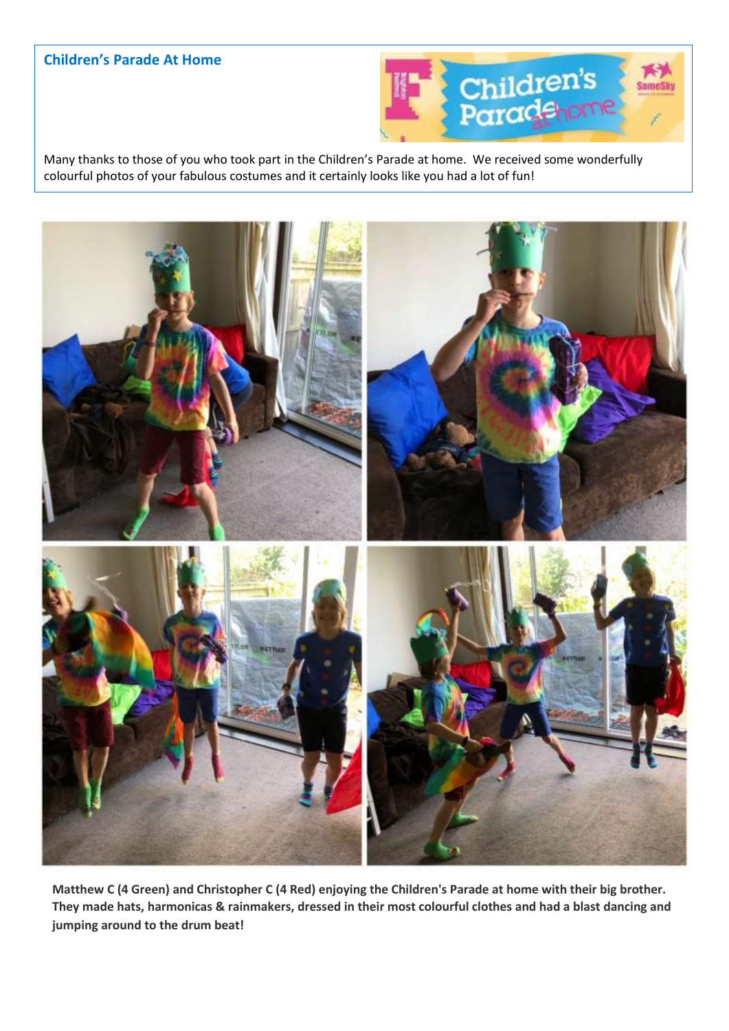## Children's Parade At Home

Many thanks to those of you who took part in the Children's Parade at home. We received some wonderfully colourful photos of your fabulous costumes and it certainly looks like you had a lot of fun!

**Matthew C (4 Green) and Christopher C (4 Red) enjoying the Children's Parade at home with their big brother. They made hats, harmonicas & rainmakers, dressed in their most colourful clothes and had a blast dancing and jumping around to the drum beat!**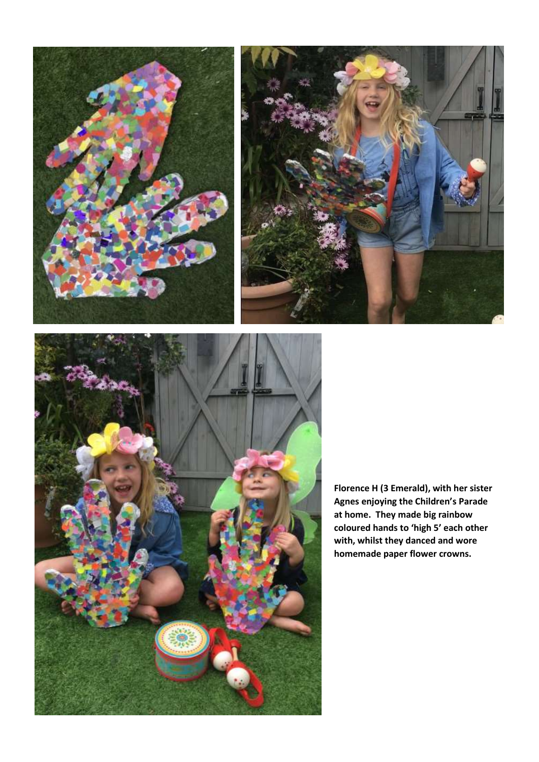**Florence H (3 Emerald), with her sister Agnes enjoying the Children's Parade at home. They made big rainbow coloured hands to 'high 5' each other with, whilst they danced and wore homemade paper flower crowns.**